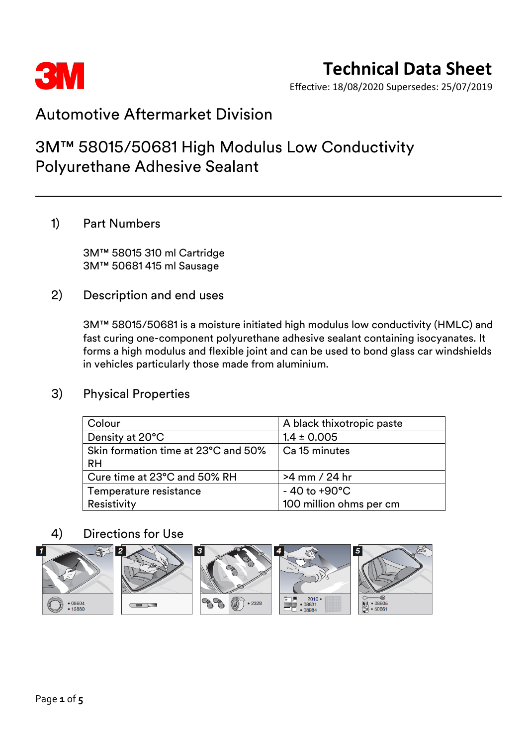Technical Data Sheet

Effective: 18/08/2020 Supersedes: 25/07/2019

# Automotive Aftermarket Division

# 3M™ 58015/50681 High Modulus Low Conductivity Polyurethane Adhesive Sealant

## 1) Part Numbers

3M™ 58015 310 ml Cartridge
3M™ 50681 415 ml Sausage

## 2) Description and end uses

3M™ 58015/50681 is a moisture initiated high modulus low conductivity (HMLC) and fast curing one-component polyurethane adhesive sealant containing isocyanates. It forms a high modulus and flexible joint and can be used to bond glass car windshields in vehicles particularly those made from aluminium.

## 3) Physical Properties

| Colour | A black thixotropic paste |
|---|---|
| Density at 20°C | 1.4 ± 0.005 |
| Skin formation time at 23°C and 50% RH | Ca 15 minutes |
| Cure time at 23°C and 50% RH | >4 mm / 24 hr |
| Temperature resistance | - 40 to +90°C |
| Resistivity | 100 million ohms per cm |

## 4) Directions for Use

1 • 08604 • 13880

2

3 • 2328

4 2010 • • 08631 • 08984

5 • 08605 • 50661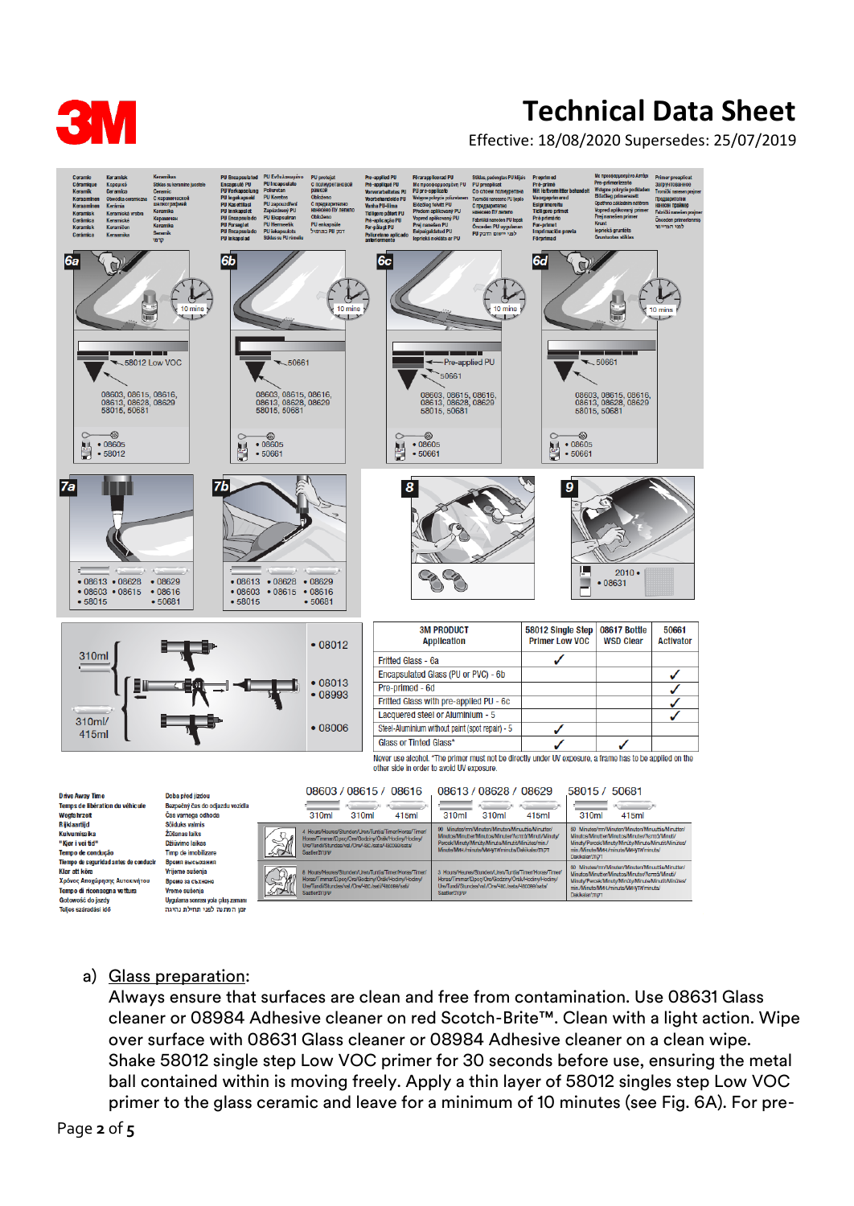# Technical Data Sheet

Effective: 18/08/2020 Supersedes: 25/07/2019

| 3M PRODUCT Application | 58012 Single Step Primer Low VOC | 08617 Bottle WSD Clear | 50661 Activator |
|---|---|---|---|
| Fritted Glass - 6a | ✓ | | |
| Encapsulated Glass (PU or PVC) - 6b | | | ✓ |
| Pre-primed - 6d | | | ✓ |
| Fritted Glass with pre-applied PU - 6c | | | ✓ |
| Lacquered steel or Aluminium - 5 | | | ✓ |
| Steel-Aluminium without paint (spot repair) - 5 | ✓ | | |
| Glass or Tinted Glass* | ✓ | ✓ | |

Never use alcohol. *The primer must not be directly under UV exposure, a frame has to be applied on the other side in order to avoid UV exposure.

a) Glass preparation:
Always ensure that surfaces are clean and free from contamination. Use 08631 Glass cleaner or 08984 Adhesive cleaner on red Scotch-Brite™. Clean with a light action. Wipe over surface with 08631 Glass cleaner or 08984 Adhesive cleaner on a clean wipe. Shake 58012 single step Low VOC primer for 30 seconds before use, ensuring the metal ball contained within is moving freely. Apply a thin layer of 58012 singles step Low VOC primer to the glass ceramic and leave for a minimum of 10 minutes (see Fig. 6A). For pre-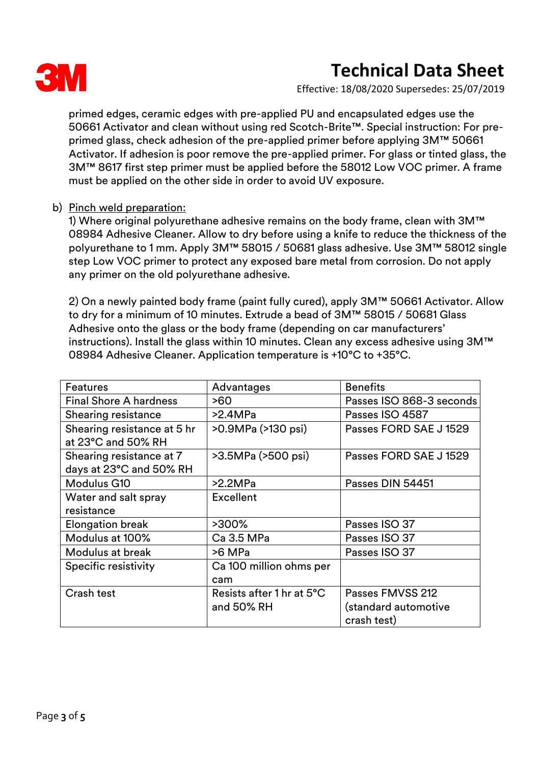primed edges, ceramic edges with pre-applied PU and encapsulated edges use the 50661 Activator and clean without using red Scotch-Brite™. Special instruction: For pre-primed glass, check adhesion of the pre-applied primer before applying 3M™ 50661 Activator. If adhesion is poor remove the pre-applied primer. For glass or tinted glass, the 3M™ 8617 first step primer must be applied before the 58012 Low VOC primer. A frame must be applied on the other side in order to avoid UV exposure.

b) Pinch weld preparation:

1) Where original polyurethane adhesive remains on the body frame, clean with 3M™ 08984 Adhesive Cleaner. Allow to dry before using a knife to reduce the thickness of the polyurethane to 1 mm. Apply 3M™ 58015 / 50681 glass adhesive. Use 3M™ 58012 single step Low VOC primer to protect any exposed bare metal from corrosion. Do not apply any primer on the old polyurethane adhesive.

2) On a newly painted body frame (paint fully cured), apply 3M™ 50661 Activator. Allow to dry for a minimum of 10 minutes. Extrude a bead of 3M™ 58015 / 50681 Glass Adhesive onto the glass or the body frame (depending on car manufacturers' instructions). Install the glass within 10 minutes. Clean any excess adhesive using 3M™ 08984 Adhesive Cleaner. Application temperature is +10°C to +35°C.

| Features | Advantages | Benefits |
|---|---|---|
| Final Shore A hardness | >60 | Passes ISO 868-3 seconds |
| Shearing resistance | >2.4MPa | Passes ISO 4587 |
| Shearing resistance at 5 hr at 23°C and 50% RH | >0.9MPa (>130 psi) | Passes FORD SAE J 1529 |
| Shearing resistance at 7 days at 23°C and 50% RH | >3.5MPa (>500 psi) | Passes FORD SAE J 1529 |
| Modulus G10 | >2.2MPa | Passes DIN 54451 |
| Water and salt spray resistance | Excellent | |
| Elongation break | >300% | Passes ISO 37 |
| Modulus at 100% | Ca 3.5 MPa | Passes ISO 37 |
| Modulus at break | >6 MPa | Passes ISO 37 |
| Specific resistivity | Ca 100 million ohms per cam | |
| Crash test | Resists after 1 hr at 5°C and 50% RH | Passes FMVSS 212 (standard automotive crash test) |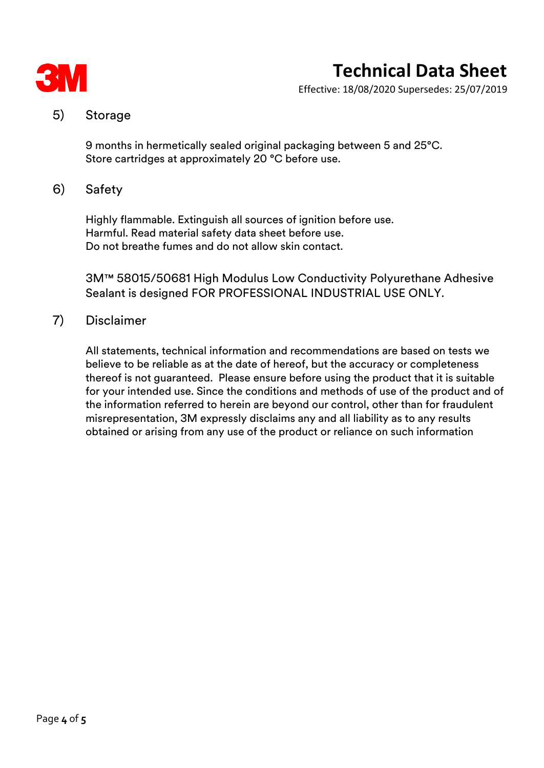## 5) Storage

9 months in hermetically sealed original packaging between 5 and 25°C.
Store cartridges at approximately 20 °C before use.

## 6) Safety

Highly flammable. Extinguish all sources of ignition before use.
Harmful. Read material safety data sheet before use.
Do not breathe fumes and do not allow skin contact.

3M™ 58015/50681 High Modulus Low Conductivity Polyurethane Adhesive Sealant is designed FOR PROFESSIONAL INDUSTRIAL USE ONLY.

## 7) Disclaimer

All statements, technical information and recommendations are based on tests we believe to be reliable as at the date of hereof, but the accuracy or completeness thereof is not guaranteed. Please ensure before using the product that it is suitable for your intended use. Since the conditions and methods of use of the product and of the information referred to herein are beyond our control, other than for fraudulent misrepresentation, 3M expressly disclaims any and all liability as to any results obtained or arising from any use of the product or reliance on such information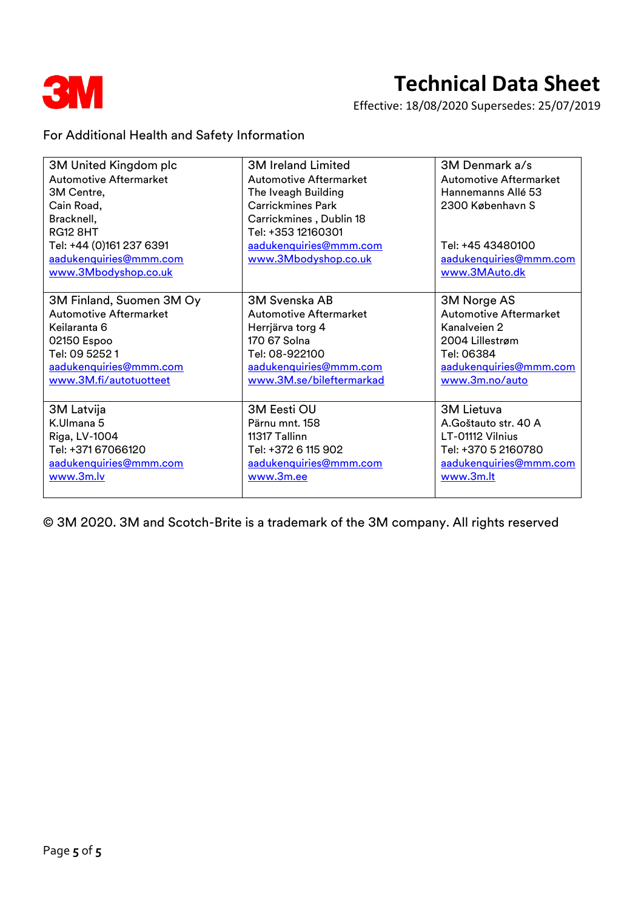# Technical Data Sheet

Effective: 18/08/2020 Supersedes: 25/07/2019

For Additional Health and Safety Information

| | | |
|---|---|---|
| 3M United Kingdom plc<br>Automotive Aftermarket<br>3M Centre,<br>Cain Road,<br>Bracknell,<br>RG12 8HT<br>Tel: +44 (0)161 237 6391<br>aadukenquiries@mmm.com<br>www.3Mbodyshop.co.uk | 3M Ireland Limited<br>Automotive Aftermarket<br>The Iveagh Building<br>Carrickmines Park<br>Carrickmines , Dublin 18<br>Tel: +353 12160301<br>aadukenquiries@mmm.com<br>www.3Mbodyshop.co.uk | 3M Denmark a/s<br>Automotive Aftermarket<br>Hannemanns Allé 53<br>2300 København S<br><br>Tel: +45 43480100<br>aadukenquiries@mmm.com<br>www.3MAuto.dk |
| 3M Finland, Suomen 3M Oy<br>Automotive Aftermarket<br>Keilaranta 6<br>02150 Espoo<br>Tel: 09 5252 1<br>aadukenquiries@mmm.com<br>www.3M.fi/autotuotteet | 3M Svenska AB<br>Automotive Aftermarket<br>Herrjärva torg 4<br>170 67 Solna<br>Tel: 08-922100<br>aadukenquiries@mmm.com<br>www.3M.se/bileftermarkad | 3M Norge AS<br>Automotive Aftermarket<br>Kanalveien 2<br>2004 Lillestrøm<br>Tel: 06384<br>aadukenquiries@mmm.com<br>www.3m.no/auto |
| 3M Latvija<br>K.Ulmana 5<br>Riga, LV-1004<br>Tel: +371 67066120<br>aadukenquiries@mmm.com<br>www.3m.lv | 3M Eesti OU<br>Pärnu mnt. 158<br>11317 Tallinn<br>Tel: +372 6 115 902<br>aadukenquiries@mmm.com<br>www.3m.ee | 3M Lietuva<br>A.Goštauto str. 40 A<br>LT-01112 Vilnius<br>Tel: +370 5 2160780<br>aadukenquiries@mmm.com<br>www.3m.lt |

© 3M 2020. 3M and Scotch-Brite is a trademark of the 3M company. All rights reserved